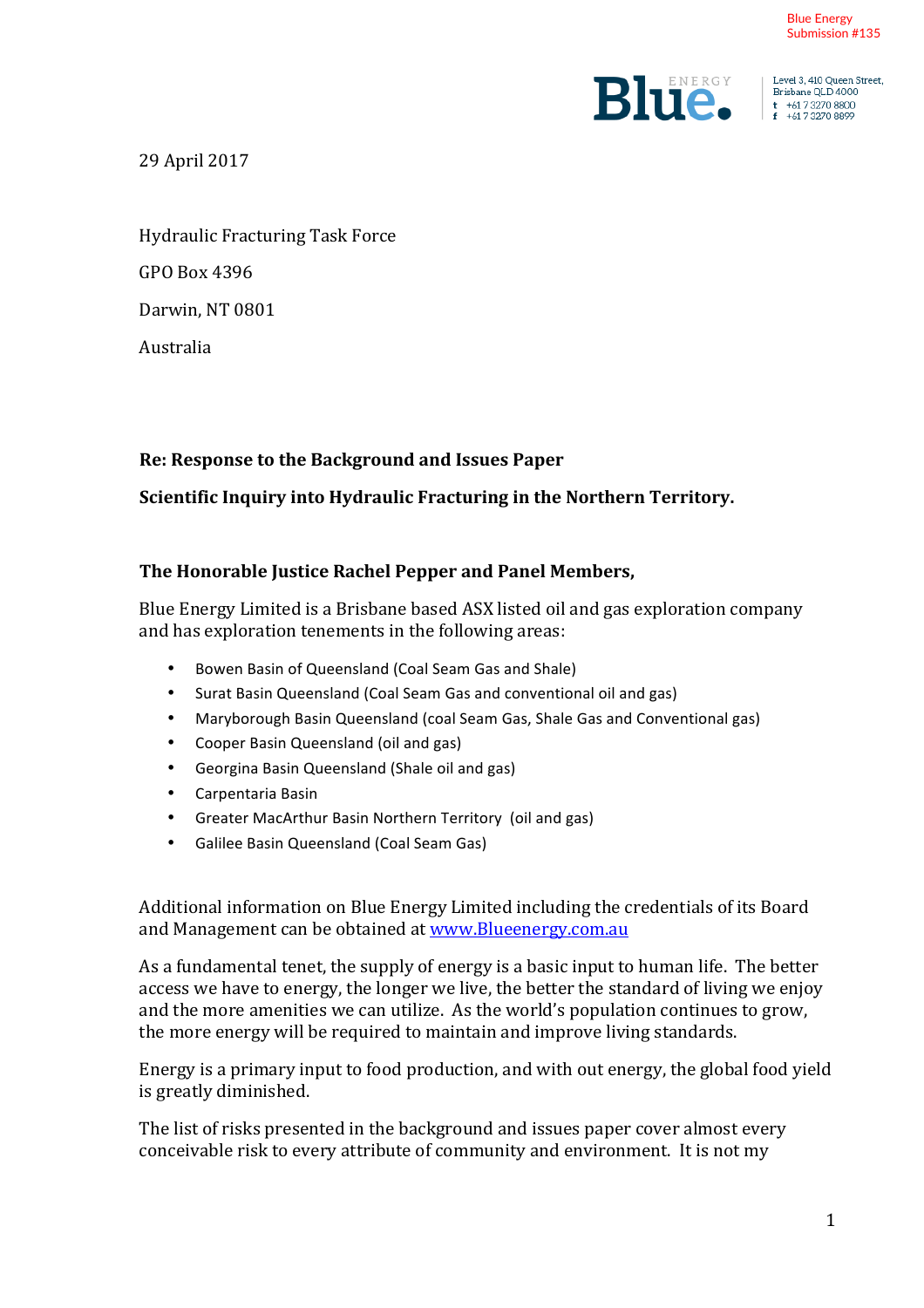Blue Energy
Submission #135

Blue ENERGY

Level 3, 410 Queen Street,
Brisbane QLD 4000
t +61 7 3270 8800
f +61 7 3270 8899

29 April 2017

Hydraulic Fracturing Task Force

GPO Box 4396

Darwin, NT 0801

Australia

**Re: Response to the Background and Issues Paper**

**Scientific Inquiry into Hydraulic Fracturing in the Northern Territory.**

**The Honorable Justice Rachel Pepper and Panel Members,**

Blue Energy Limited is a Brisbane based ASX listed oil and gas exploration company and has exploration tenements in the following areas:

- Bowen Basin of Queensland (Coal Seam Gas and Shale)
- Surat Basin Queensland (Coal Seam Gas and conventional oil and gas)
- Maryborough Basin Queensland (coal Seam Gas, Shale Gas and Conventional gas)
- Cooper Basin Queensland (oil and gas)
- Georgina Basin Queensland (Shale oil and gas)
- Carpentaria Basin
- Greater MacArthur Basin Northern Territory (oil and gas)
- Galilee Basin Queensland (Coal Seam Gas)

Additional information on Blue Energy Limited including the credentials of its Board and Management can be obtained at www.Blueenergy.com.au

As a fundamental tenet, the supply of energy is a basic input to human life. The better access we have to energy, the longer we live, the better the standard of living we enjoy and the more amenities we can utilize. As the world's population continues to grow, the more energy will be required to maintain and improve living standards.

Energy is a primary input to food production, and with out energy, the global food yield is greatly diminished.

The list of risks presented in the background and issues paper cover almost every conceivable risk to every attribute of community and environment. It is not my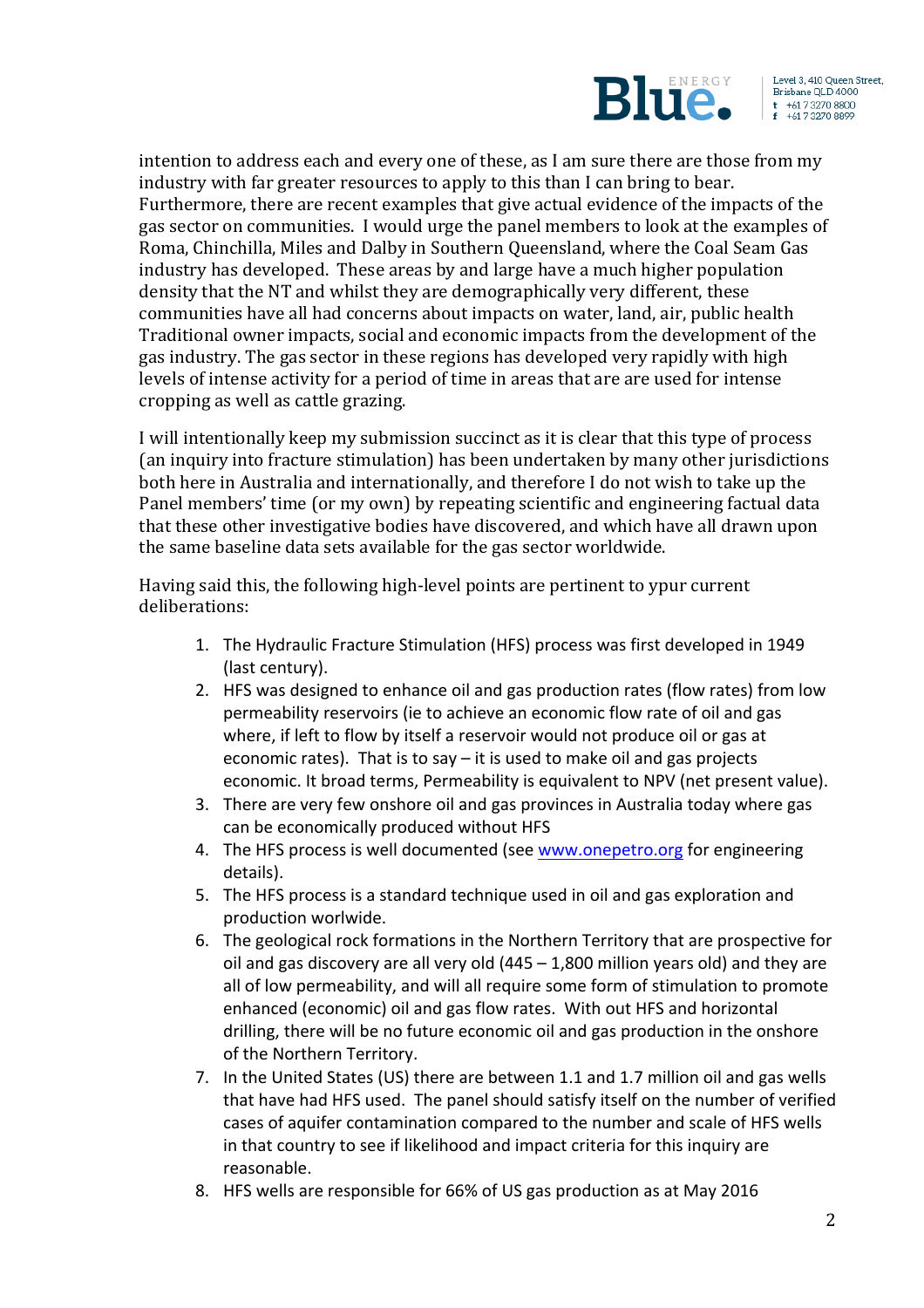intention to address each and every one of these, as I am sure there are those from my industry with far greater resources to apply to this than I can bring to bear. Furthermore, there are recent examples that give actual evidence of the impacts of the gas sector on communities. I would urge the panel members to look at the examples of Roma, Chinchilla, Miles and Dalby in Southern Queensland, where the Coal Seam Gas industry has developed. These areas by and large have a much higher population density that the NT and whilst they are demographically very different, these communities have all had concerns about impacts on water, land, air, public health Traditional owner impacts, social and economic impacts from the development of the gas industry. The gas sector in these regions has developed very rapidly with high levels of intense activity for a period of time in areas that are are used for intense cropping as well as cattle grazing.

I will intentionally keep my submission succinct as it is clear that this type of process (an inquiry into fracture stimulation) has been undertaken by many other jurisdictions both here in Australia and internationally, and therefore I do not wish to take up the Panel members' time (or my own) by repeating scientific and engineering factual data that these other investigative bodies have discovered, and which have all drawn upon the same baseline data sets available for the gas sector worldwide.

Having said this, the following high-level points are pertinent to ypur current deliberations:

1. The Hydraulic Fracture Stimulation (HFS) process was first developed in 1949 (last century).
2. HFS was designed to enhance oil and gas production rates (flow rates) from low permeability reservoirs (ie to achieve an economic flow rate of oil and gas where, if left to flow by itself a reservoir would not produce oil or gas at economic rates). That is to say – it is used to make oil and gas projects economic. It broad terms, Permeability is equivalent to NPV (net present value).
3. There are very few onshore oil and gas provinces in Australia today where gas can be economically produced without HFS
4. The HFS process is well documented (see www.onepetro.org for engineering details).
5. The HFS process is a standard technique used in oil and gas exploration and production worlwide.
6. The geological rock formations in the Northern Territory that are prospective for oil and gas discovery are all very old (445 – 1,800 million years old) and they are all of low permeability, and will all require some form of stimulation to promote enhanced (economic) oil and gas flow rates. With out HFS and horizontal drilling, there will be no future economic oil and gas production in the onshore of the Northern Territory.
7. In the United States (US) there are between 1.1 and 1.7 million oil and gas wells that have had HFS used. The panel should satisfy itself on the number of verified cases of aquifer contamination compared to the number and scale of HFS wells in that country to see if likelihood and impact criteria for this inquiry are reasonable.
8. HFS wells are responsible for 66% of US gas production as at May 2016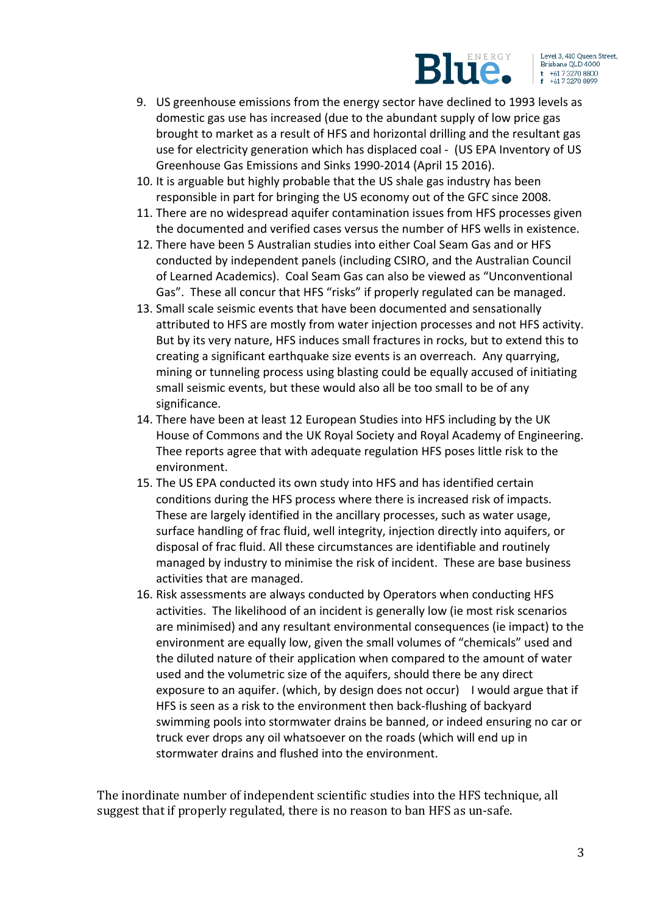9. US greenhouse emissions from the energy sector have declined to 1993 levels as domestic gas use has increased (due to the abundant supply of low price gas brought to market as a result of HFS and horizontal drilling and the resultant gas use for electricity generation which has displaced coal - (US EPA Inventory of US Greenhouse Gas Emissions and Sinks 1990-2014 (April 15 2016).
10. It is arguable but highly probable that the US shale gas industry has been responsible in part for bringing the US economy out of the GFC since 2008.
11. There are no widespread aquifer contamination issues from HFS processes given the documented and verified cases versus the number of HFS wells in existence.
12. There have been 5 Australian studies into either Coal Seam Gas and or HFS conducted by independent panels (including CSIRO, and the Australian Council of Learned Academics). Coal Seam Gas can also be viewed as "Unconventional Gas". These all concur that HFS "risks" if properly regulated can be managed.
13. Small scale seismic events that have been documented and sensationally attributed to HFS are mostly from water injection processes and not HFS activity. But by its very nature, HFS induces small fractures in rocks, but to extend this to creating a significant earthquake size events is an overreach. Any quarrying, mining or tunneling process using blasting could be equally accused of initiating small seismic events, but these would also all be too small to be of any significance.
14. There have been at least 12 European Studies into HFS including by the UK House of Commons and the UK Royal Society and Royal Academy of Engineering. Thee reports agree that with adequate regulation HFS poses little risk to the environment.
15. The US EPA conducted its own study into HFS and has identified certain conditions during the HFS process where there is increased risk of impacts. These are largely identified in the ancillary processes, such as water usage, surface handling of frac fluid, well integrity, injection directly into aquifers, or disposal of frac fluid. All these circumstances are identifiable and routinely managed by industry to minimise the risk of incident. These are base business activities that are managed.
16. Risk assessments are always conducted by Operators when conducting HFS activities. The likelihood of an incident is generally low (ie most risk scenarios are minimised) and any resultant environmental consequences (ie impact) to the environment are equally low, given the small volumes of "chemicals" used and the diluted nature of their application when compared to the amount of water used and the volumetric size of the aquifers, should there be any direct exposure to an aquifer. (which, by design does not occur) I would argue that if HFS is seen as a risk to the environment then back-flushing of backyard swimming pools into stormwater drains be banned, or indeed ensuring no car or truck ever drops any oil whatsoever on the roads (which will end up in stormwater drains and flushed into the environment.

The inordinate number of independent scientific studies into the HFS technique, all suggest that if properly regulated, there is no reason to ban HFS as un-safe.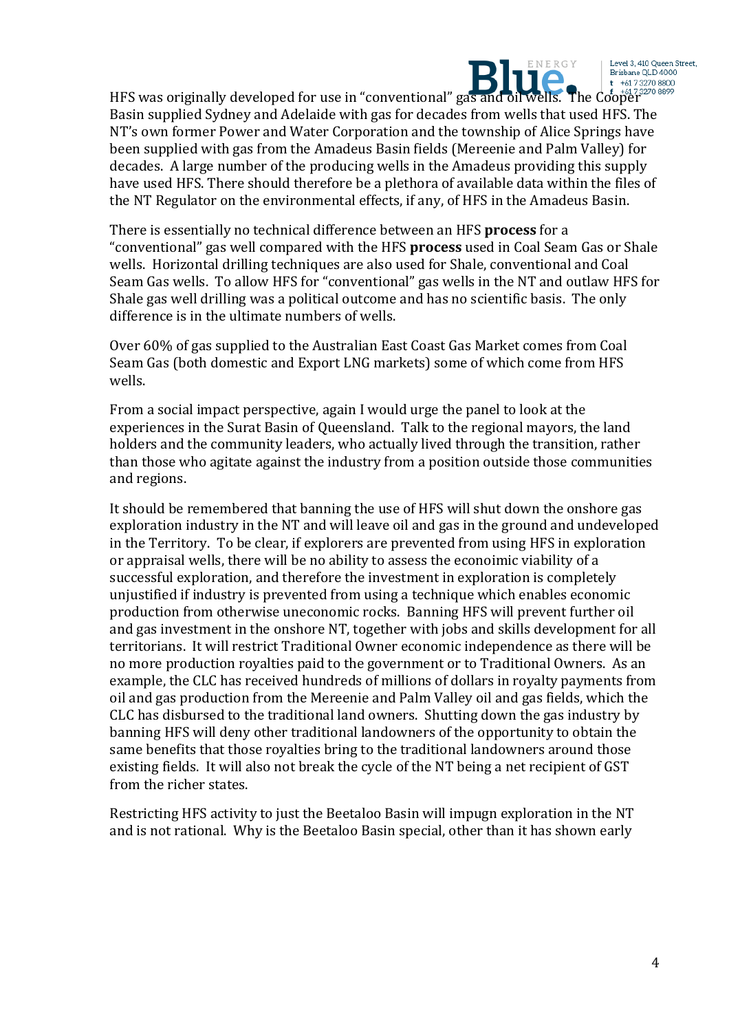HFS was originally developed for use in "conventional" gas and oil wells. The Cooper Basin supplied Sydney and Adelaide with gas for decades from wells that used HFS. The NT's own former Power and Water Corporation and the township of Alice Springs have been supplied with gas from the Amadeus Basin fields (Mereenie and Palm Valley) for decades. A large number of the producing wells in the Amadeus providing this supply have used HFS. There should therefore be a plethora of available data within the files of the NT Regulator on the environmental effects, if any, of HFS in the Amadeus Basin.

There is essentially no technical difference between an HFS **process** for a "conventional" gas well compared with the HFS **process** used in Coal Seam Gas or Shale wells. Horizontal drilling techniques are also used for Shale, conventional and Coal Seam Gas wells. To allow HFS for "conventional" gas wells in the NT and outlaw HFS for Shale gas well drilling was a political outcome and has no scientific basis. The only difference is in the ultimate numbers of wells.

Over 60% of gas supplied to the Australian East Coast Gas Market comes from Coal Seam Gas (both domestic and Export LNG markets) some of which come from HFS wells.

From a social impact perspective, again I would urge the panel to look at the experiences in the Surat Basin of Queensland. Talk to the regional mayors, the land holders and the community leaders, who actually lived through the transition, rather than those who agitate against the industry from a position outside those communities and regions.

It should be remembered that banning the use of HFS will shut down the onshore gas exploration industry in the NT and will leave oil and gas in the ground and undeveloped in the Territory. To be clear, if explorers are prevented from using HFS in exploration or appraisal wells, there will be no ability to assess the econoimic viability of a successful exploration, and therefore the investment in exploration is completely unjustified if industry is prevented from using a technique which enables economic production from otherwise uneconomic rocks. Banning HFS will prevent further oil and gas investment in the onshore NT, together with jobs and skills development for all territorians. It will restrict Traditional Owner economic independence as there will be no more production royalties paid to the government or to Traditional Owners. As an example, the CLC has received hundreds of millions of dollars in royalty payments from oil and gas production from the Mereenie and Palm Valley oil and gas fields, which the CLC has disbursed to the traditional land owners. Shutting down the gas industry by banning HFS will deny other traditional landowners of the opportunity to obtain the same benefits that those royalties bring to the traditional landowners around those existing fields. It will also not break the cycle of the NT being a net recipient of GST from the richer states.

Restricting HFS activity to just the Beetaloo Basin will impugn exploration in the NT and is not rational. Why is the Beetaloo Basin special, other than it has shown early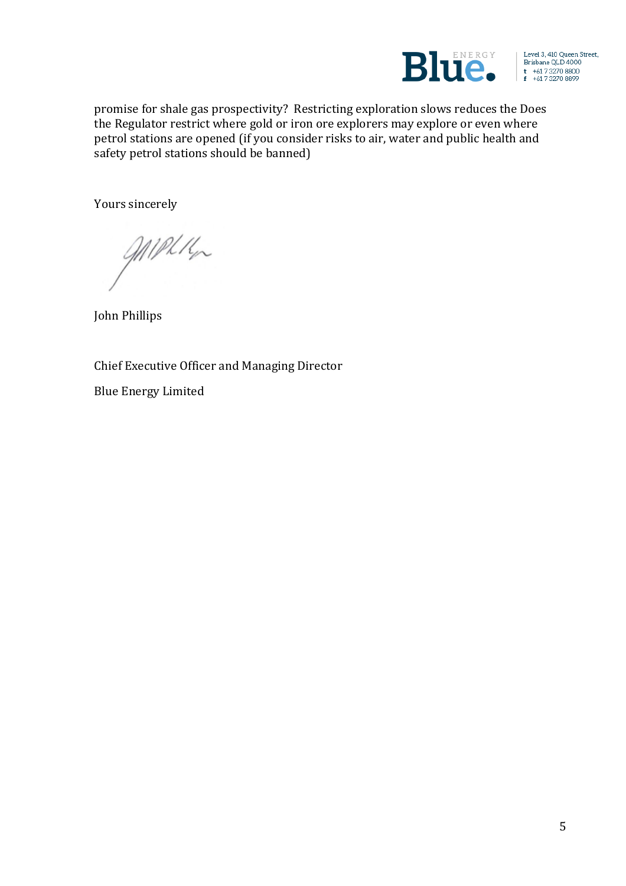promise for shale gas prospectivity? Restricting exploration slows reduces the Does the Regulator restrict where gold or iron ore explorers may explore or even where petrol stations are opened (if you consider risks to air, water and public health and safety petrol stations should be banned)

Yours sincerely

John Phillips

Chief Executive Officer and Managing Director

Blue Energy Limited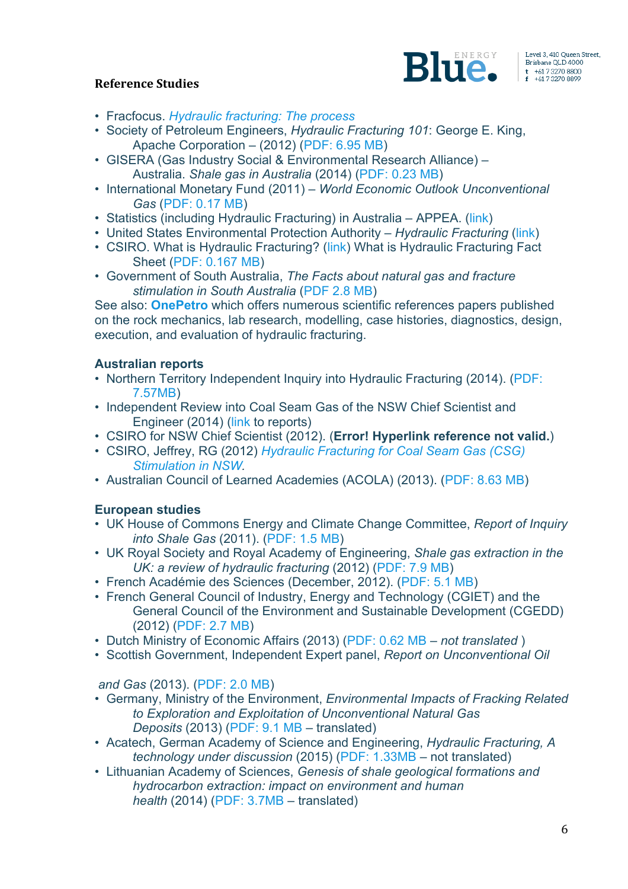## Reference Studies

- Fracfocus. *Hydraulic fracturing: The process*
- Society of Petroleum Engineers, *Hydraulic Fracturing 101*: George E. King, Apache Corporation – (2012) (PDF: 6.95 MB)
- GISERA (Gas Industry Social & Environmental Research Alliance) – Australia. *Shale gas in Australia* (2014) (PDF: 0.23 MB)
- International Monetary Fund (2011) – *World Economic Outlook Unconventional Gas* (PDF: 0.17 MB)
- Statistics (including Hydraulic Fracturing) in Australia – APPEA. (link)
- United States Environmental Protection Authority – *Hydraulic Fracturing* (link)
- CSIRO. What is Hydraulic Fracturing? (link) What is Hydraulic Fracturing Fact Sheet (PDF: 0.167 MB)
- Government of South Australia, *The Facts about natural gas and fracture stimulation in South Australia* (PDF 2.8 MB)

See also: **OnePetro** which offers numerous scientific references papers published on the rock mechanics, lab research, modelling, case histories, diagnostics, design, execution, and evaluation of hydraulic fracturing.

### Australian reports

- Northern Territory Independent Inquiry into Hydraulic Fracturing (2014). (PDF: 7.57MB)
- Independent Review into Coal Seam Gas of the NSW Chief Scientist and Engineer (2014) (link to reports)
- CSIRO for NSW Chief Scientist (2012). (**Error! Hyperlink reference not valid.**)
- CSIRO, Jeffrey, RG (2012) *Hydraulic Fracturing for Coal Seam Gas (CSG) Stimulation in NSW.*
- Australian Council of Learned Academies (ACOLA) (2013). (PDF: 8.63 MB)

### European studies

- UK House of Commons Energy and Climate Change Committee, *Report of Inquiry into Shale Gas* (2011). (PDF: 1.5 MB)
- UK Royal Society and Royal Academy of Engineering, *Shale gas extraction in the UK: a review of hydraulic fracturing* (2012) (PDF: 7.9 MB)
- French Académie des Sciences (December, 2012). (PDF: 5.1 MB)
- French General Council of Industry, Energy and Technology (CGIET) and the General Council of the Environment and Sustainable Development (CGEDD) (2012) (PDF: 2.7 MB)
- Dutch Ministry of Economic Affairs (2013) (PDF: 0.62 MB – *not translated* )
- Scottish Government, Independent Expert panel, *Report on Unconventional Oil and Gas* (2013). (PDF: 2.0 MB)
- Germany, Ministry of the Environment, *Environmental Impacts of Fracking Related to Exploration and Exploitation of Unconventional Natural Gas Deposits* (2013) (PDF: 9.1 MB – translated)
- Acatech, German Academy of Science and Engineering, *Hydraulic Fracturing, A technology under discussion* (2015) (PDF: 1.33MB – not translated)
- Lithuanian Academy of Sciences, *Genesis of shale geological formations and hydrocarbon extraction: impact on environment and human health* (2014) (PDF: 3.7MB – translated)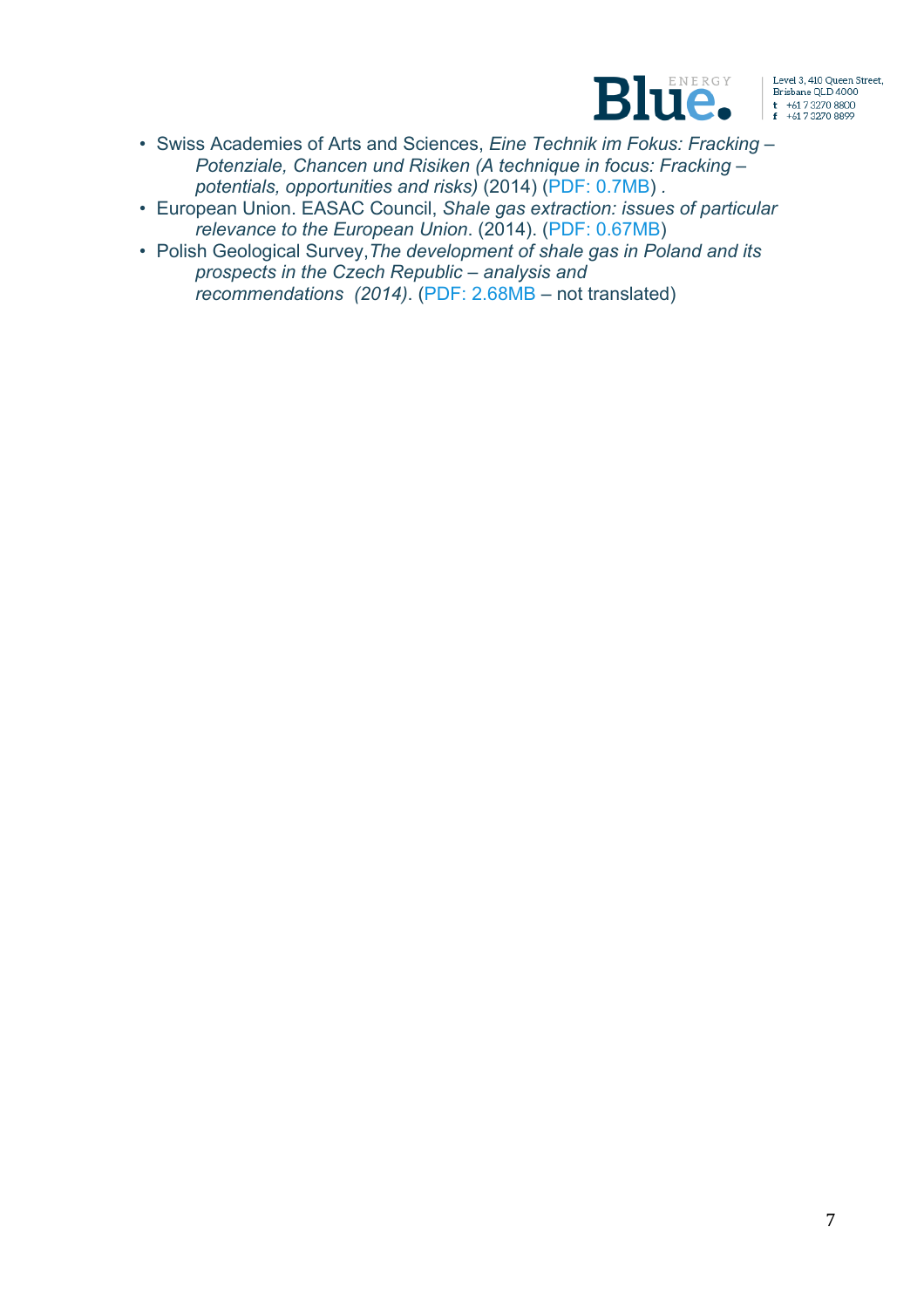- Swiss Academies of Arts and Sciences, *Eine Technik im Fokus: Fracking – Potenziale, Chancen und Risiken (A technique in focus: Fracking – potentials, opportunities and risks)* (2014) (PDF: 0.7MB) .
- European Union. EASAC Council, *Shale gas extraction: issues of particular relevance to the European Union*. (2014). (PDF: 0.67MB)
- Polish Geological Survey,*The development of shale gas in Poland and its prospects in the Czech Republic – analysis and recommendations (2014)*. (PDF: 2.68MB – not translated)